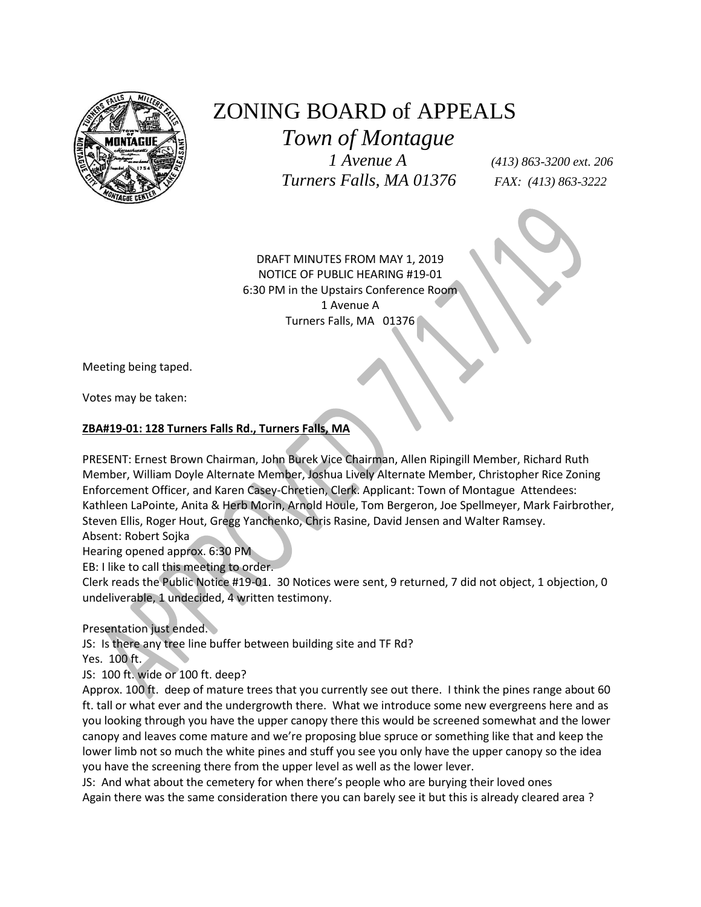# ZONING BOARD of APPEALS

*Town of Montague*

*1 Avenue A* *(413) 863-3200 ext. 206*

*Turners Falls, MA 01376* *FAX: (413) 863-3222*

DRAFT MINUTES FROM MAY 1, 2019
NOTICE OF PUBLIC HEARING #19-01
6:30 PM in the Upstairs Conference Room
1 Avenue A
Turners Falls, MA 01376

APPROVED 7/17/19

Meeting being taped.

Votes may be taken:

**ZBA#19-01: 128 Turners Falls Rd., Turners Falls, MA**

PRESENT: Ernest Brown Chairman, John Burek Vice Chairman, Allen Ripingill Member, Richard Ruth Member, William Doyle Alternate Member, Joshua Lively Alternate Member, Christopher Rice Zoning Enforcement Officer, and Karen Casey-Chretien, Clerk. Applicant: Town of Montague Attendees: Kathleen LaPointe, Anita & Herb Morin, Arnold Houle, Tom Bergeron, Joe Spellmeyer, Mark Fairbrother, Steven Ellis, Roger Hout, Gregg Yanchenko, Chris Rasine, David Jensen and Walter Ramsey.
Absent: Robert Sojka
Hearing opened approx. 6:30 PM
EB: I like to call this meeting to order.
Clerk reads the Public Notice #19-01. 30 Notices were sent, 9 returned, 7 did not object, 1 objection, 0 undeliverable, 1 undecided, 4 written testimony.

Presentation just ended.
JS: Is there any tree line buffer between building site and TF Rd?
Yes. 100 ft.
JS: 100 ft. wide or 100 ft. deep?
Approx. 100 ft. deep of mature trees that you currently see out there. I think the pines range about 60 ft. tall or what ever and the undergrowth there. What we introduce some new evergreens here and as you looking through you have the upper canopy there this would be screened somewhat and the lower canopy and leaves come mature and we're proposing blue spruce or something like that and keep the lower limb not so much the white pines and stuff you see you only have the upper canopy so the idea you have the screening there from the upper level as well as the lower lever.
JS: And what about the cemetery for when there's people who are burying their loved ones
Again there was the same consideration there you can barely see it but this is already cleared area ?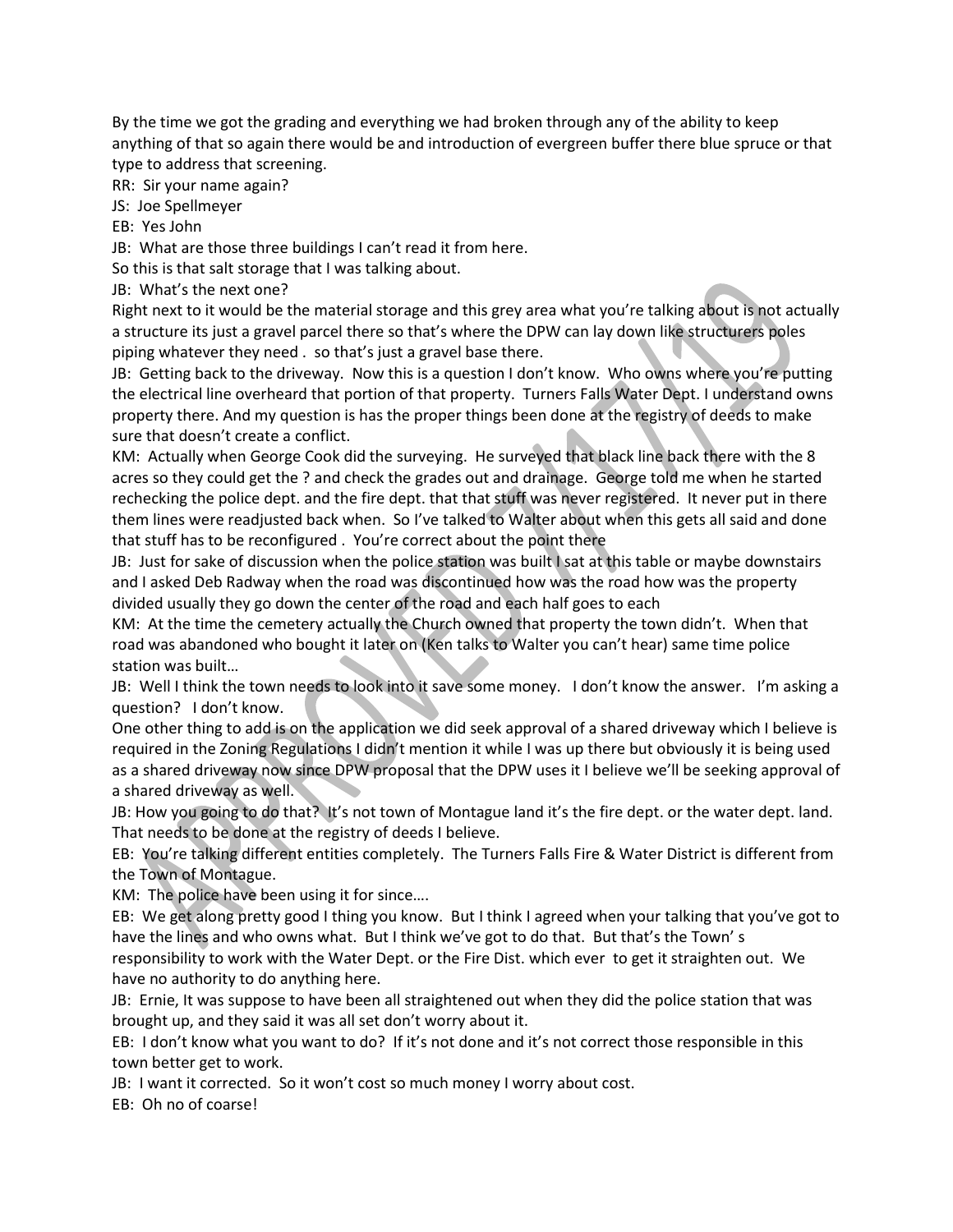By the time we got the grading and everything we had broken through any of the ability to keep anything of that so again there would be and introduction of evergreen buffer there blue spruce or that type to address that screening.

RR: Sir your name again?

JS: Joe Spellmeyer

EB: Yes John

JB: What are those three buildings I can't read it from here.

So this is that salt storage that I was talking about.

JB: What's the next one?

Right next to it would be the material storage and this grey area what you're talking about is not actually a structure its just a gravel parcel there so that's where the DPW can lay down like structurers poles piping whatever they need . so that's just a gravel base there.

JB: Getting back to the driveway. Now this is a question I don't know. Who owns where you're putting the electrical line overheard that portion of that property. Turners Falls Water Dept. I understand owns property there. And my question is has the proper things been done at the registry of deeds to make sure that doesn't create a conflict.

KM: Actually when George Cook did the surveying. He surveyed that black line back there with the 8 acres so they could get the ? and check the grades out and drainage. George told me when he started rechecking the police dept. and the fire dept. that that stuff was never registered. It never put in there them lines were readjusted back when. So I've talked to Walter about when this gets all said and done that stuff has to be reconfigured . You're correct about the point there

JB: Just for sake of discussion when the police station was built I sat at this table or maybe downstairs and I asked Deb Radway when the road was discontinued how was the road how was the property divided usually they go down the center of the road and each half goes to each

KM: At the time the cemetery actually the Church owned that property the town didn't. When that road was abandoned who bought it later on (Ken talks to Walter you can't hear) same time police station was built…

JB: Well I think the town needs to look into it save some money. I don't know the answer. I'm asking a question? I don't know.

One other thing to add is on the application we did seek approval of a shared driveway which I believe is required in the Zoning Regulations I didn't mention it while I was up there but obviously it is being used as a shared driveway now since DPW proposal that the DPW uses it I believe we'll be seeking approval of a shared driveway as well.

JB: How you going to do that? It's not town of Montague land it's the fire dept. or the water dept. land. That needs to be done at the registry of deeds I believe.

EB: You're talking different entities completely. The Turners Falls Fire & Water District is different from the Town of Montague.

KM: The police have been using it for since….

EB: We get along pretty good I thing you know. But I think I agreed when your talking that you've got to have the lines and who owns what. But I think we've got to do that. But that's the Town' s responsibility to work with the Water Dept. or the Fire Dist. which ever to get it straighten out. We have no authority to do anything here.

JB: Ernie, It was suppose to have been all straightened out when they did the police station that was brought up, and they said it was all set don't worry about it.

EB: I don't know what you want to do? If it's not done and it's not correct those responsible in this town better get to work.

JB: I want it corrected. So it won't cost so much money I worry about cost.

EB: Oh no of coarse!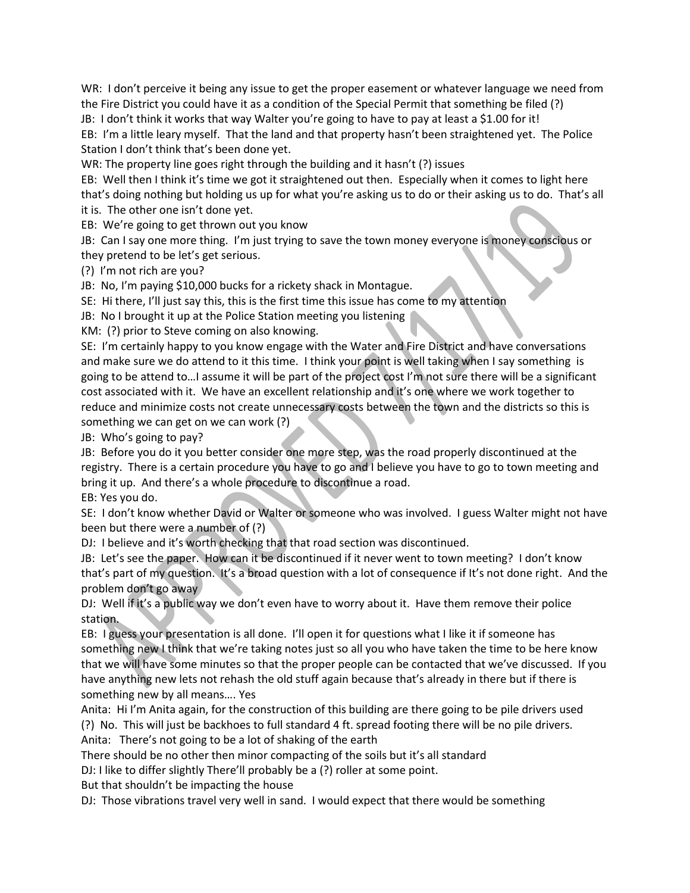WR: I don't perceive it being any issue to get the proper easement or whatever language we need from the Fire District you could have it as a condition of the Special Permit that something be filed (?)

JB: I don't think it works that way Walter you're going to have to pay at least a $1.00 for it!

EB: I'm a little leary myself. That the land and that property hasn't been straightened yet. The Police Station I don't think that's been done yet.

WR: The property line goes right through the building and it hasn't (?) issues

EB: Well then I think it's time we got it straightened out then. Especially when it comes to light here that's doing nothing but holding us up for what you're asking us to do or their asking us to do. That's all it is. The other one isn't done yet.

EB: We're going to get thrown out you know

JB: Can I say one more thing. I'm just trying to save the town money everyone is money conscious or they pretend to be let's get serious.

(?) I'm not rich are you?

JB: No, I'm paying $10,000 bucks for a rickety shack in Montague.

SE: Hi there, I'll just say this, this is the first time this issue has come to my attention

JB: No I brought it up at the Police Station meeting you listening

KM: (?) prior to Steve coming on also knowing.

SE: I'm certainly happy to you know engage with the Water and Fire District and have conversations and make sure we do attend to it this time. I think your point is well taking when I say something is going to be attend to…I assume it will be part of the project cost I'm not sure there will be a significant cost associated with it. We have an excellent relationship and it's one where we work together to reduce and minimize costs not create unnecessary costs between the town and the districts so this is something we can get on we can work (?)

JB: Who's going to pay?

JB: Before you do it you better consider one more step, was the road properly discontinued at the registry. There is a certain procedure you have to go and I believe you have to go to town meeting and bring it up. And there's a whole procedure to discontinue a road.

EB: Yes you do.

SE: I don't know whether David or Walter or someone who was involved. I guess Walter might not have been but there were a number of (?)

DJ: I believe and it's worth checking that that road section was discontinued.

JB: Let's see the paper. How can it be discontinued if it never went to town meeting? I don't know that's part of my question. It's a broad question with a lot of consequence if It's not done right. And the problem don't go away

DJ: Well if it's a public way we don't even have to worry about it. Have them remove their police station.

EB: I guess your presentation is all done. I'll open it for questions what I like it if someone has something new I think that we're taking notes just so all you who have taken the time to be here know that we will have some minutes so that the proper people can be contacted that we've discussed. If you have anything new lets not rehash the old stuff again because that's already in there but if there is something new by all means…. Yes

Anita: Hi I'm Anita again, for the construction of this building are there going to be pile drivers used

(?) No. This will just be backhoes to full standard 4 ft. spread footing there will be no pile drivers.

Anita: There's not going to be a lot of shaking of the earth

There should be no other then minor compacting of the soils but it's all standard

DJ: I like to differ slightly There'll probably be a (?) roller at some point.

But that shouldn't be impacting the house

DJ: Those vibrations travel very well in sand. I would expect that there would be something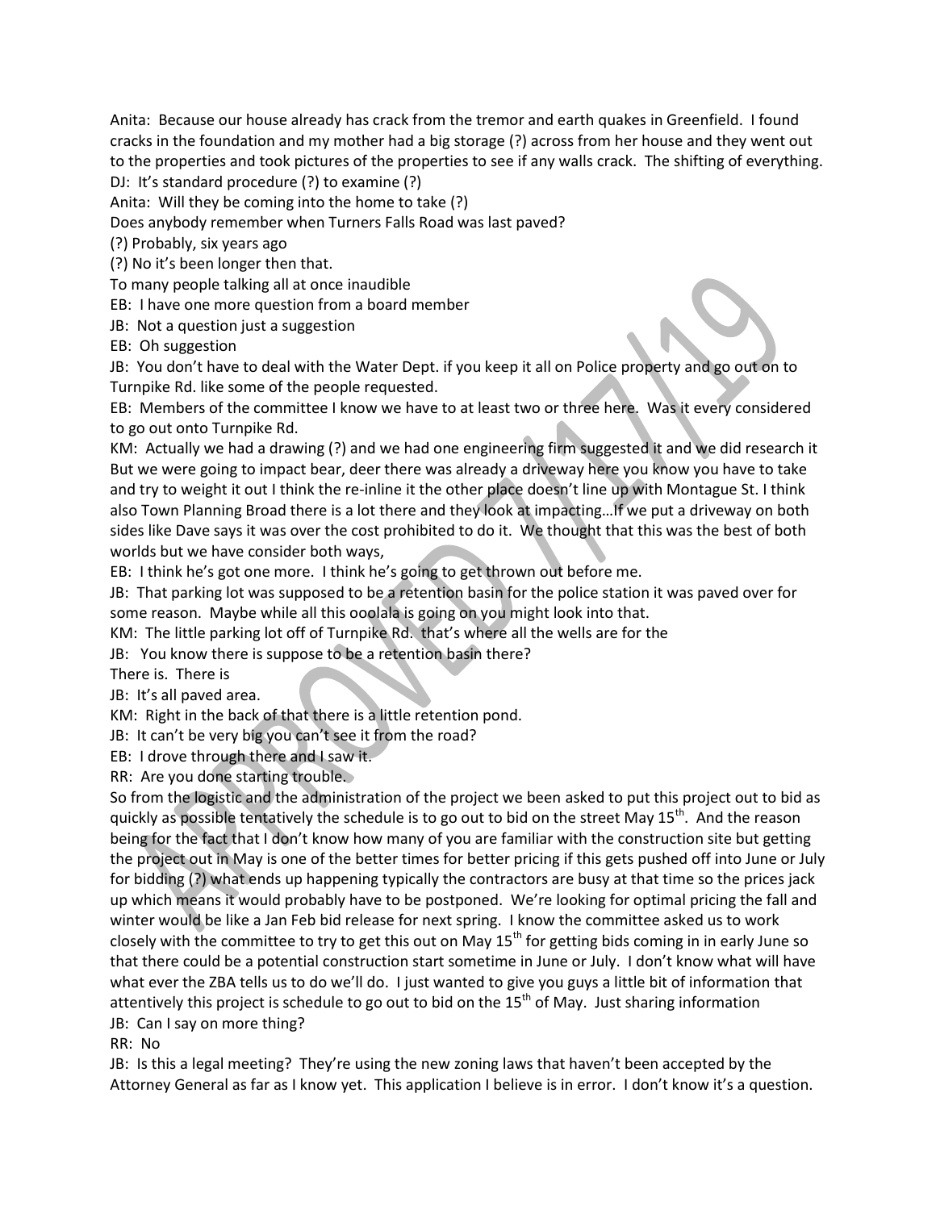Anita: Because our house already has crack from the tremor and earth quakes in Greenfield. I found cracks in the foundation and my mother had a big storage (?) across from her house and they went out to the properties and took pictures of the properties to see if any walls crack. The shifting of everything.

DJ: It's standard procedure (?) to examine (?)

Anita: Will they be coming into the home to take (?)

Does anybody remember when Turners Falls Road was last paved?

(?) Probably, six years ago

(?) No it's been longer then that.

To many people talking all at once inaudible

EB: I have one more question from a board member

JB: Not a question just a suggestion

EB: Oh suggestion

JB: You don't have to deal with the Water Dept. if you keep it all on Police property and go out on to Turnpike Rd. like some of the people requested.

EB: Members of the committee I know we have to at least two or three here. Was it every considered to go out onto Turnpike Rd.

KM: Actually we had a drawing (?) and we had one engineering firm suggested it and we did research it But we were going to impact bear, deer there was already a driveway here you know you have to take and try to weight it out I think the re-inline it the other place doesn't line up with Montague St. I think also Town Planning Broad there is a lot there and they look at impacting…If we put a driveway on both sides like Dave says it was over the cost prohibited to do it. We thought that this was the best of both worlds but we have consider both ways,

EB: I think he's got one more. I think he's going to get thrown out before me.

JB: That parking lot was supposed to be a retention basin for the police station it was paved over for some reason. Maybe while all this ooolala is going on you might look into that.

KM: The little parking lot off of Turnpike Rd. that's where all the wells are for the

JB: You know there is suppose to be a retention basin there?

There is. There is

JB: It's all paved area.

KM: Right in the back of that there is a little retention pond.

JB: It can't be very big you can't see it from the road?

EB: I drove through there and I saw it.

RR: Are you done starting trouble.

So from the logistic and the administration of the project we been asked to put this project out to bid as quickly as possible tentatively the schedule is to go out to bid on the street May 15th. And the reason being for the fact that I don't know how many of you are familiar with the construction site but getting the project out in May is one of the better times for better pricing if this gets pushed off into June or July for bidding (?) what ends up happening typically the contractors are busy at that time so the prices jack up which means it would probably have to be postponed. We're looking for optimal pricing the fall and winter would be like a Jan Feb bid release for next spring. I know the committee asked us to work closely with the committee to try to get this out on May 15th for getting bids coming in in early June so that there could be a potential construction start sometime in June or July. I don't know what will have what ever the ZBA tells us to do we'll do. I just wanted to give you guys a little bit of information that attentively this project is schedule to go out to bid on the 15th of May. Just sharing information

JB: Can I say on more thing?

RR: No

JB: Is this a legal meeting? They're using the new zoning laws that haven't been accepted by the Attorney General as far as I know yet. This application I believe is in error. I don't know it's a question.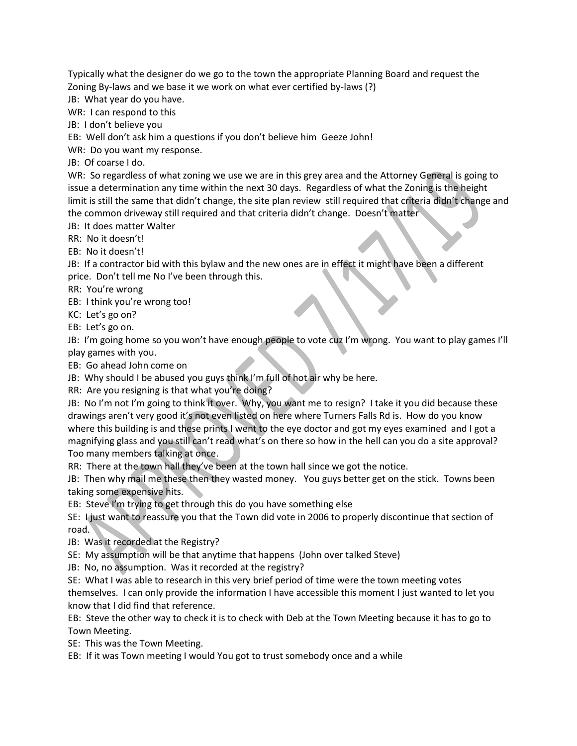Typically what the designer do we go to the town the appropriate Planning Board and request the Zoning By-laws and we base it we work on what ever certified by-laws (?)

JB: What year do you have.

WR: I can respond to this

JB: I don't believe you

EB: Well don't ask him a questions if you don't believe him Geeze John!

WR: Do you want my response.

JB: Of coarse I do.

WR: So regardless of what zoning we use we are in this grey area and the Attorney General is going to issue a determination any time within the next 30 days. Regardless of what the Zoning is the height limit is still the same that didn't change, the site plan review still required that criteria didn't change and the common driveway still required and that criteria didn't change. Doesn't matter

JB: It does matter Walter

RR: No it doesn't!

EB: No it doesn't!

JB: If a contractor bid with this bylaw and the new ones are in effect it might have been a different price. Don't tell me No I've been through this.

RR: You're wrong

EB: I think you're wrong too!

KC: Let's go on?

EB: Let's go on.

JB: I'm going home so you won't have enough people to vote cuz I'm wrong. You want to play games I'll play games with you.

EB: Go ahead John come on

JB: Why should I be abused you guys think I'm full of hot air why be here.

RR: Are you resigning is that what you're doing?

JB: No I'm not I'm going to think it over. Why, you want me to resign? I take it you did because these drawings aren't very good it's not even listed on here where Turners Falls Rd is. How do you know where this building is and these prints I went to the eye doctor and got my eyes examined and I got a magnifying glass and you still can't read what's on there so how in the hell can you do a site approval? Too many members talking at once.

RR: There at the town hall they've been at the town hall since we got the notice.

JB: Then why mail me these then they wasted money. You guys better get on the stick. Towns been taking some expensive hits.

EB: Steve I'm trying to get through this do you have something else

SE: I just want to reassure you that the Town did vote in 2006 to properly discontinue that section of road.

JB: Was it recorded at the Registry?

SE: My assumption will be that anytime that happens (John over talked Steve)

JB: No, no assumption. Was it recorded at the registry?

SE: What I was able to research in this very brief period of time were the town meeting votes themselves. I can only provide the information I have accessible this moment I just wanted to let you know that I did find that reference.

EB: Steve the other way to check it is to check with Deb at the Town Meeting because it has to go to Town Meeting.

SE: This was the Town Meeting.

EB: If it was Town meeting I would You got to trust somebody once and a while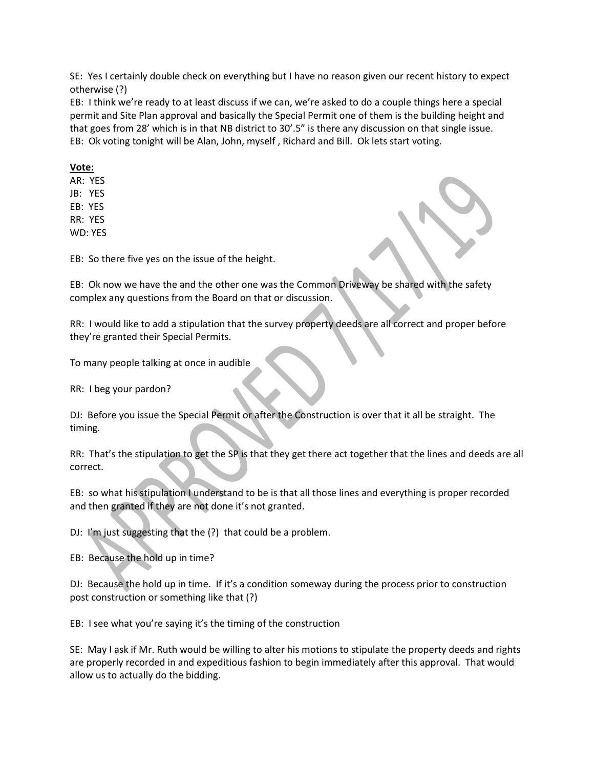SE: Yes I certainly double check on everything but I have no reason given our recent history to expect otherwise (?)

EB: I think we're ready to at least discuss if we can, we're asked to do a couple things here a special permit and Site Plan approval and basically the Special Permit one of them is the building height and that goes from 28' which is in that NB district to 30'.5" is there any discussion on that single issue.

EB: Ok voting tonight will be Alan, John, myself , Richard and Bill. Ok lets start voting.

**Vote:**

AR: YES
JB: YES
EB: YES
RR: YES
WD: YES

EB: So there five yes on the issue of the height.

EB: Ok now we have the and the other one was the Common Driveway be shared with the safety complex any questions from the Board on that or discussion.

RR: I would like to add a stipulation that the survey property deeds are all correct and proper before they're granted their Special Permits.

To many people talking at once in audible

RR: I beg your pardon?

DJ: Before you issue the Special Permit or after the Construction is over that it all be straight. The timing.

RR: That's the stipulation to get the SP is that they get there act together that the lines and deeds are all correct.

EB: so what his stipulation I understand to be is that all those lines and everything is proper recorded and then granted if they are not done it's not granted.

DJ: I'm just suggesting that the (?) that could be a problem.

EB: Because the hold up in time?

DJ: Because the hold up in time. If it's a condition someway during the process prior to construction post construction or something like that (?)

EB: I see what you're saying it's the timing of the construction

SE: May I ask if Mr. Ruth would be willing to alter his motions to stipulate the property deeds and rights are properly recorded in and expeditious fashion to begin immediately after this approval. That would allow us to actually do the bidding.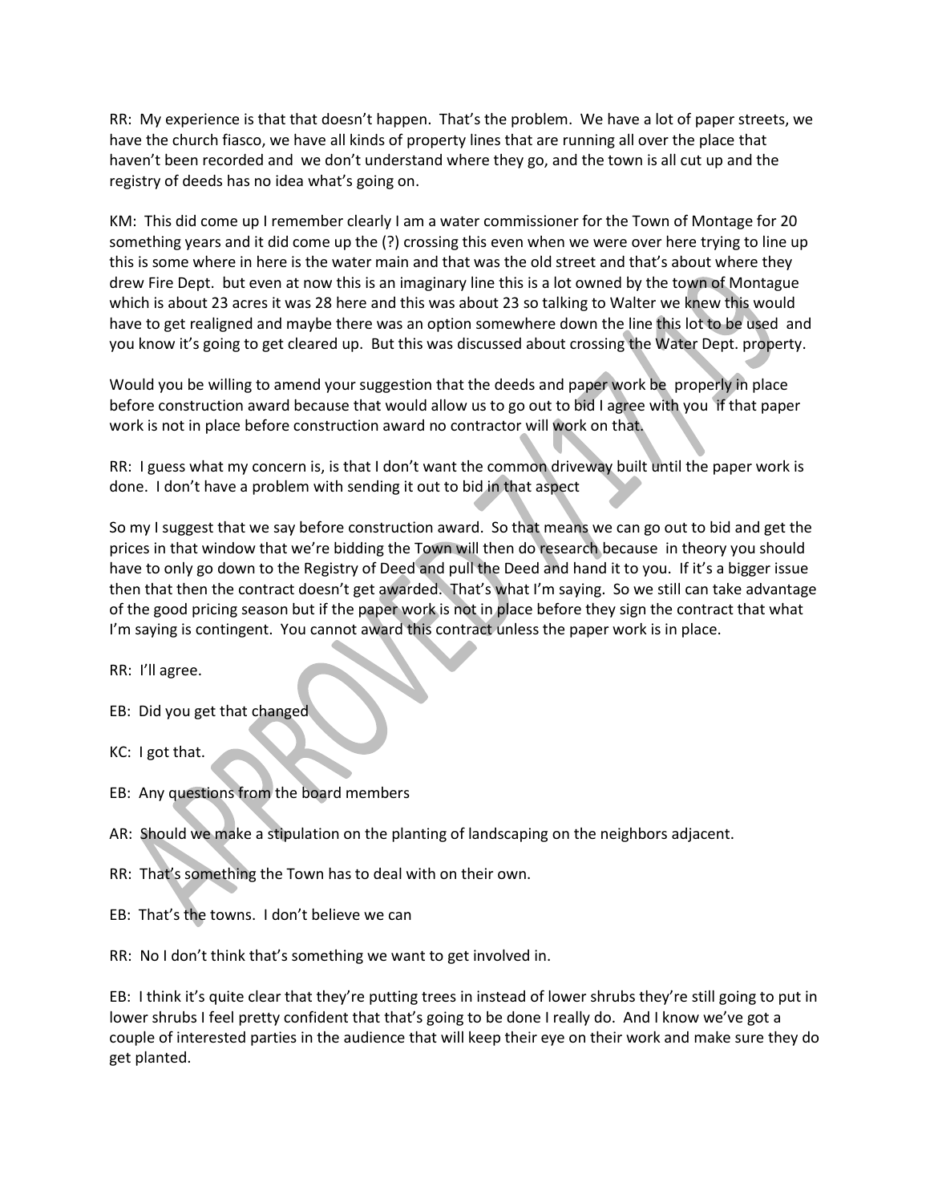RR: My experience is that that doesn't happen. That's the problem. We have a lot of paper streets, we have the church fiasco, we have all kinds of property lines that are running all over the place that haven't been recorded and we don't understand where they go, and the town is all cut up and the registry of deeds has no idea what's going on.

KM: This did come up I remember clearly I am a water commissioner for the Town of Montage for 20 something years and it did come up the (?) crossing this even when we were over here trying to line up this is some where in here is the water main and that was the old street and that's about where they drew Fire Dept. but even at now this is an imaginary line this is a lot owned by the town of Montague which is about 23 acres it was 28 here and this was about 23 so talking to Walter we knew this would have to get realigned and maybe there was an option somewhere down the line this lot to be used and you know it's going to get cleared up. But this was discussed about crossing the Water Dept. property.

Would you be willing to amend your suggestion that the deeds and paper work be properly in place before construction award because that would allow us to go out to bid I agree with you if that paper work is not in place before construction award no contractor will work on that.

RR: I guess what my concern is, is that I don't want the common driveway built until the paper work is done. I don't have a problem with sending it out to bid in that aspect

So my I suggest that we say before construction award. So that means we can go out to bid and get the prices in that window that we're bidding the Town will then do research because in theory you should have to only go down to the Registry of Deed and pull the Deed and hand it to you. If it's a bigger issue then that then the contract doesn't get awarded. That's what I'm saying. So we still can take advantage of the good pricing season but if the paper work is not in place before they sign the contract that what I'm saying is contingent. You cannot award this contract unless the paper work is in place.

RR: I'll agree.

EB: Did you get that changed

KC: I got that.

EB: Any questions from the board members

AR: Should we make a stipulation on the planting of landscaping on the neighbors adjacent.

RR: That's something the Town has to deal with on their own.

EB: That's the towns. I don't believe we can

RR: No I don't think that's something we want to get involved in.

EB: I think it's quite clear that they're putting trees in instead of lower shrubs they're still going to put in lower shrubs I feel pretty confident that that's going to be done I really do. And I know we've got a couple of interested parties in the audience that will keep their eye on their work and make sure they do get planted.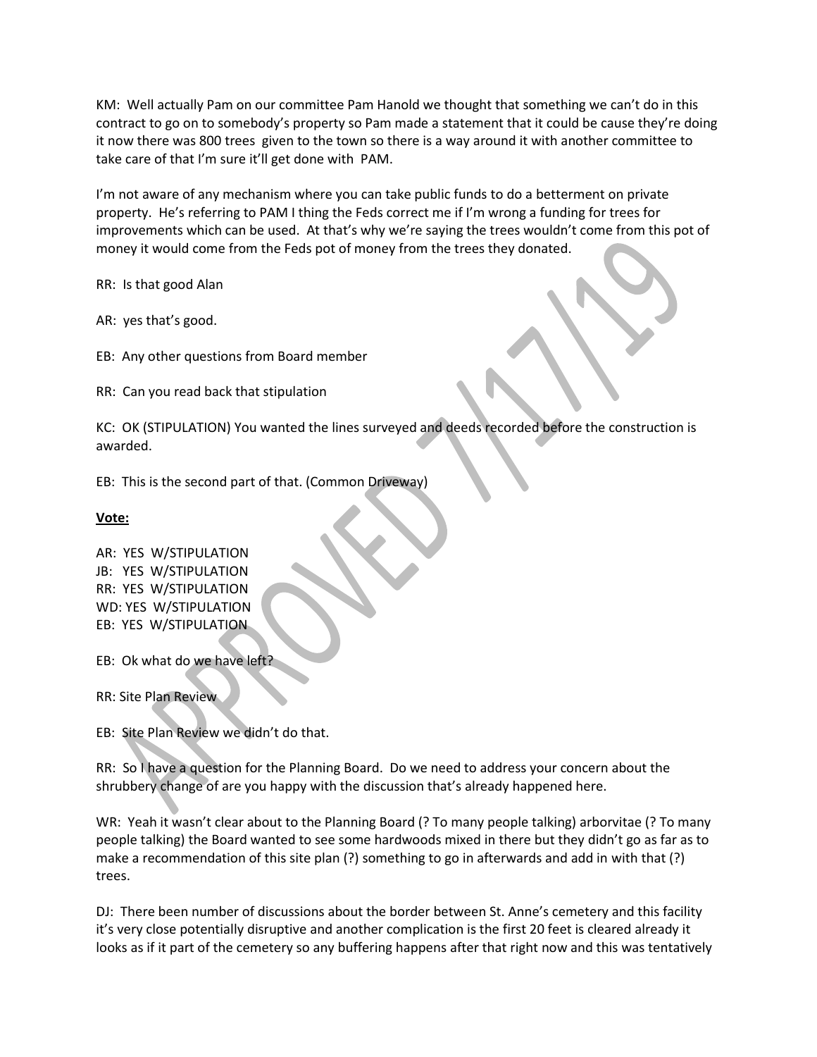KM: Well actually Pam on our committee Pam Hanold we thought that something we can't do in this contract to go on to somebody's property so Pam made a statement that it could be cause they're doing it now there was 800 trees given to the town so there is a way around it with another committee to take care of that I'm sure it'll get done with PAM.

I'm not aware of any mechanism where you can take public funds to do a betterment on private property. He's referring to PAM I thing the Feds correct me if I'm wrong a funding for trees for improvements which can be used. At that's why we're saying the trees wouldn't come from this pot of money it would come from the Feds pot of money from the trees they donated.

RR: Is that good Alan

AR: yes that's good.

EB: Any other questions from Board member

RR: Can you read back that stipulation

KC: OK (STIPULATION) You wanted the lines surveyed and deeds recorded before the construction is awarded.

EB: This is the second part of that. (Common Driveway)

**Vote:**

AR: YES W/STIPULATION
JB: YES W/STIPULATION
RR: YES W/STIPULATION
WD: YES W/STIPULATION
EB: YES W/STIPULATION

EB: Ok what do we have left?

RR: Site Plan Review

EB: Site Plan Review we didn't do that.

RR: So I have a question for the Planning Board. Do we need to address your concern about the shrubbery change of are you happy with the discussion that's already happened here.

WR: Yeah it wasn't clear about to the Planning Board (? To many people talking) arborvitae (? To many people talking) the Board wanted to see some hardwoods mixed in there but they didn't go as far as to make a recommendation of this site plan (?) something to go in afterwards and add in with that (?) trees.

DJ: There been number of discussions about the border between St. Anne's cemetery and this facility it's very close potentially disruptive and another complication is the first 20 feet is cleared already it looks as if it part of the cemetery so any buffering happens after that right now and this was tentatively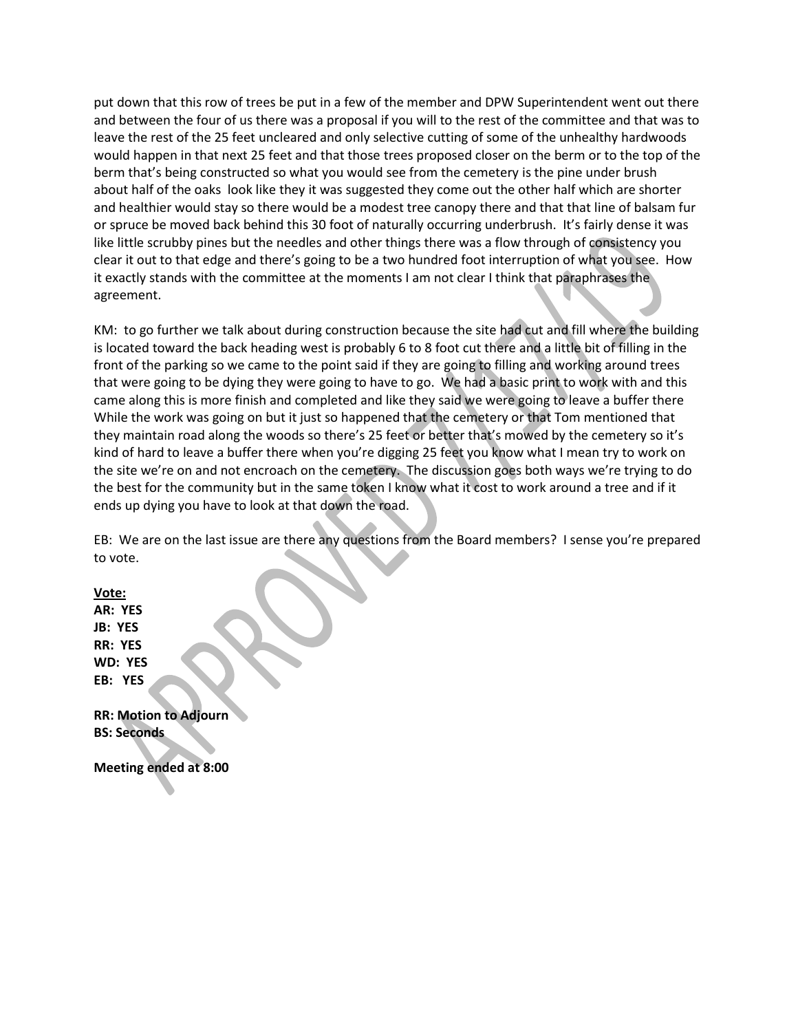put down that this row of trees be put in a few of the member and DPW Superintendent went out there and between the four of us there was a proposal if you will to the rest of the committee and that was to leave the rest of the 25 feet uncleared and only selective cutting of some of the unhealthy hardwoods would happen in that next 25 feet and that those trees proposed closer on the berm or to the top of the berm that's being constructed so what you would see from the cemetery is the pine under brush about half of the oaks look like they it was suggested they come out the other half which are shorter and healthier would stay so there would be a modest tree canopy there and that that line of balsam fur or spruce be moved back behind this 30 foot of naturally occurring underbrush. It's fairly dense it was like little scrubby pines but the needles and other things there was a flow through of consistency you clear it out to that edge and there's going to be a two hundred foot interruption of what you see. How it exactly stands with the committee at the moments I am not clear I think that paraphrases the agreement.

KM: to go further we talk about during construction because the site had cut and fill where the building is located toward the back heading west is probably 6 to 8 foot cut there and a little bit of filling in the front of the parking so we came to the point said if they are going to filling and working around trees that were going to be dying they were going to have to go. We had a basic print to work with and this came along this is more finish and completed and like they said we were going to leave a buffer there While the work was going on but it just so happened that the cemetery or that Tom mentioned that they maintain road along the woods so there's 25 feet or better that's mowed by the cemetery so it's kind of hard to leave a buffer there when you're digging 25 feet you know what I mean try to work on the site we're on and not encroach on the cemetery. The discussion goes both ways we're trying to do the best for the community but in the same token I know what it cost to work around a tree and if it ends up dying you have to look at that down the road.

EB: We are on the last issue are there any questions from the Board members? I sense you're prepared to vote.

**Vote:**
**AR: YES**
**JB: YES**
**RR: YES**
**WD: YES**
**EB: YES**

**RR: Motion to Adjourn**
**BS: Seconds**

**Meeting ended at 8:00**